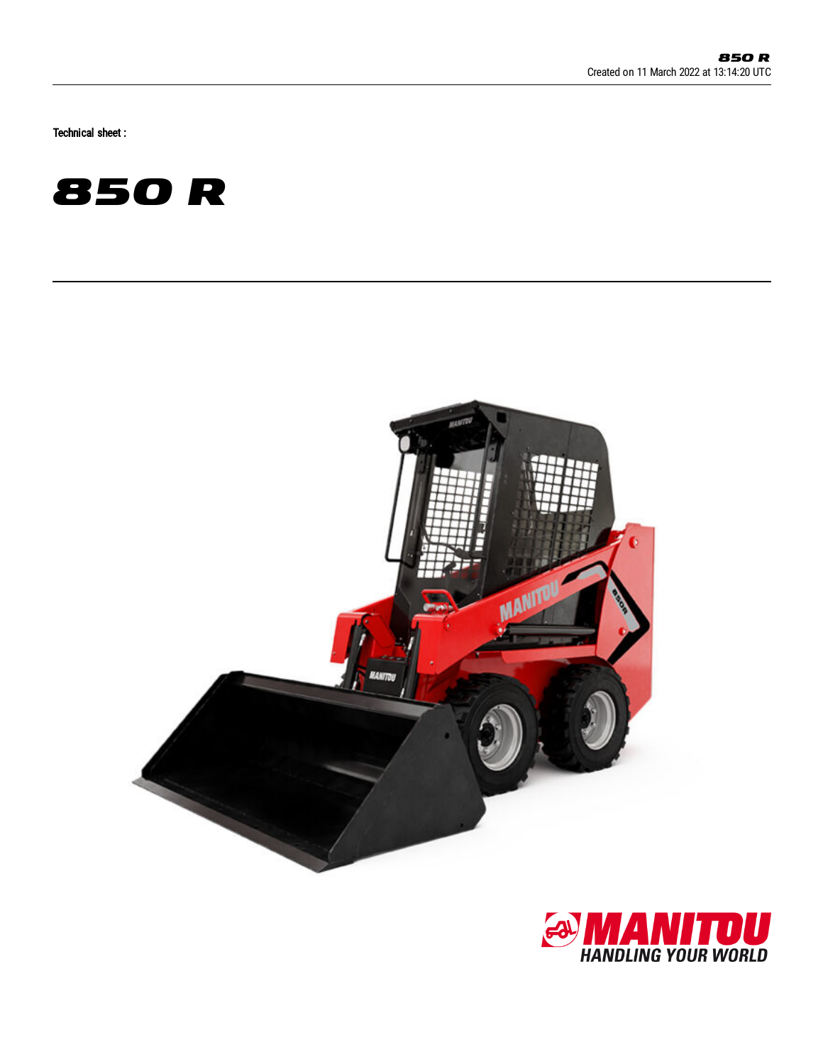Created on 11 March 2022 at 13:14:20 UTC

Technical sheet :

# 850 R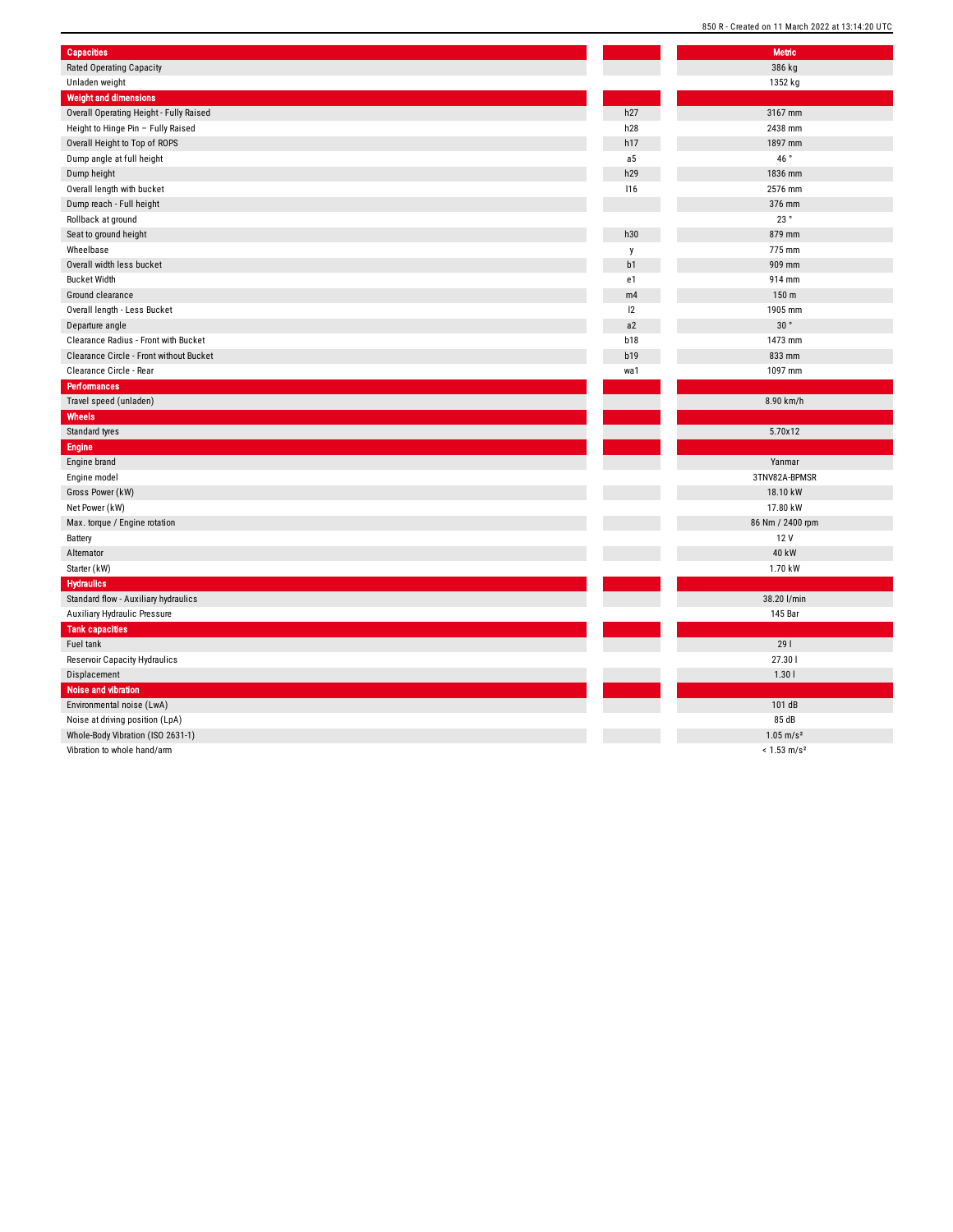| Capacities | | Metric |
|---|---|---|
| Rated Operating Capacity | | 386 kg |
| Unladen weight | | 1352 kg |
| **Weight and dimensions** | | |
| Overall Operating Height - Fully Raised | h27 | 3167 mm |
| Height to Hinge Pin – Fully Raised | h28 | 2438 mm |
| Overall Height to Top of ROPS | h17 | 1897 mm |
| Dump angle at full height | a5 | 46 ° |
| Dump height | h29 | 1836 mm |
| Overall length with bucket | l16 | 2576 mm |
| Dump reach - Full height | | 376 mm |
| Rollback at ground | | 23 ° |
| Seat to ground height | h30 | 879 mm |
| Wheelbase | y | 775 mm |
| Overall width less bucket | b1 | 909 mm |
| Bucket Width | e1 | 914 mm |
| Ground clearance | m4 | 150 m |
| Overall length - Less Bucket | l2 | 1905 mm |
| Departure angle | a2 | 30 ° |
| Clearance Radius - Front with Bucket | b18 | 1473 mm |
| Clearance Circle - Front without Bucket | b19 | 833 mm |
| Clearance Circle - Rear | wa1 | 1097 mm |
| **Performances** | | |
| Travel speed (unladen) | | 8.90 km/h |
| **Wheels** | | |
| Standard tyres | | 5.70x12 |
| **Engine** | | |
| Engine brand | | Yanmar |
| Engine model | | 3TNV82A-BPMSR |
| Gross Power (kW) | | 18.10 kW |
| Net Power (kW) | | 17.80 kW |
| Max. torque / Engine rotation | | 86 Nm / 2400 rpm |
| Battery | | 12 V |
| Alternator | | 40 kW |
| Starter (kW) | | 1.70 kW |
| **Hydraulics** | | |
| Standard flow - Auxiliary hydraulics | | 38.20 l/min |
| Auxiliary Hydraulic Pressure | | 145 Bar |
| **Tank capacities** | | |
| Fuel tank | | 29 l |
| Reservoir Capacity Hydraulics | | 27.30 l |
| Displacement | | 1.30 l |
| **Noise and vibration** | | |
| Environmental noise (LwA) | | 101 dB |
| Noise at driving position (LpA) | | 85 dB |
| Whole-Body Vibration (ISO 2631-1) | | 1.05 m/s² |
| Vibration to whole hand/arm | | < 1.53 m/s² |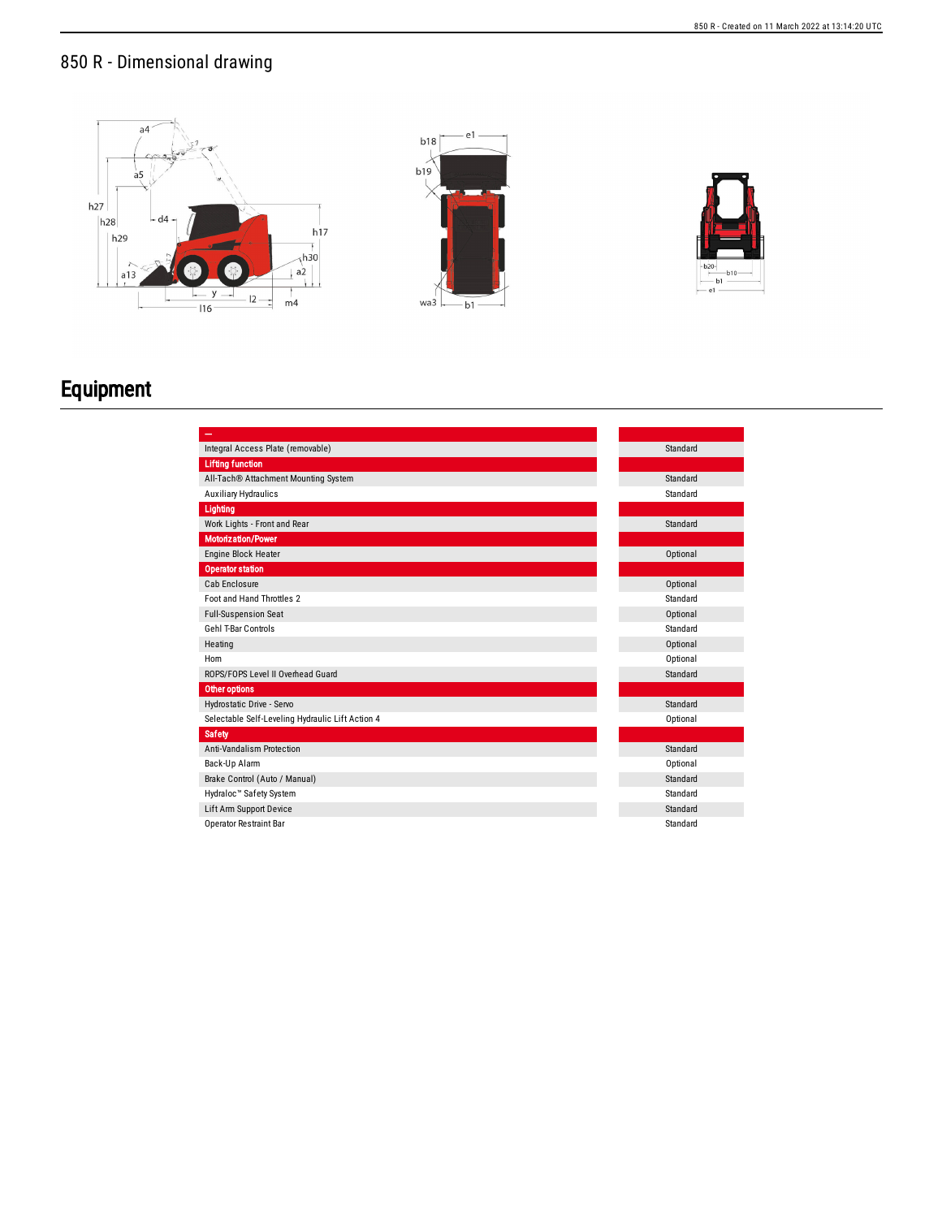## 850 R - Dimensional drawing

# Equipment

| – | |
|---|---|
| Integral Access Plate (removable) | Standard |
| **Lifting function** | |
| All-Tach® Attachment Mounting System | Standard |
| Auxiliary Hydraulics | Standard |
| **Lighting** | |
| Work Lights - Front and Rear | Standard |
| **Motorization/Power** | |
| Engine Block Heater | Optional |
| **Operator station** | |
| Cab Enclosure | Optional |
| Foot and Hand Throttles 2 | Standard |
| Full-Suspension Seat | Optional |
| Gehl T-Bar Controls | Standard |
| Heating | Optional |
| Horn | Optional |
| ROPS/FOPS Level II Overhead Guard | Standard |
| **Other options** | |
| Hydrostatic Drive - Servo | Standard |
| Selectable Self-Leveling Hydraulic Lift Action 4 | Optional |
| **Safety** | |
| Anti-Vandalism Protection | Standard |
| Back-Up Alarm | Optional |
| Brake Control (Auto / Manual) | Standard |
| Hydraloc™ Safety System | Standard |
| Lift Arm Support Device | Standard |
| Operator Restraint Bar | Standard |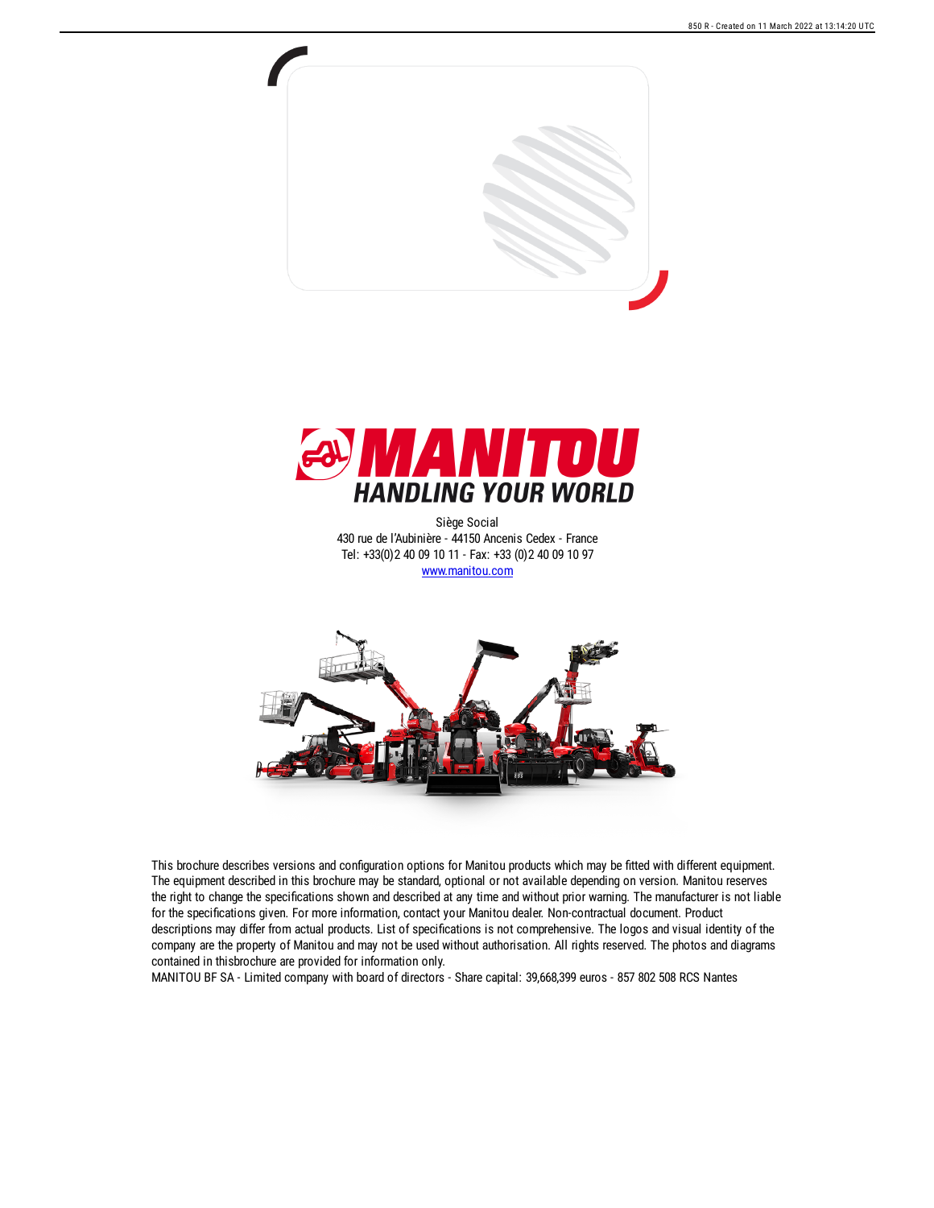MANITOU

HANDLING YOUR WORLD

Siège Social
430 rue de l'Aubinière - 44150 Ancenis Cedex - France
Tel: +33(0)2 40 09 10 11 - Fax: +33 (0)2 40 09 10 97
www.manitou.com

This brochure describes versions and configuration options for Manitou products which may be fitted with different equipment. The equipment described in this brochure may be standard, optional or not available depending on version. Manitou reserves the right to change the specifications shown and described at any time and without prior warning. The manufacturer is not liable for the specifications given. For more information, contact your Manitou dealer. Non-contractual document. Product descriptions may differ from actual products. List of specifications is not comprehensive. The logos and visual identity of the company are the property of Manitou and may not be used without authorisation. All rights reserved. The photos and diagrams contained in thisbrochure are provided for information only.
MANITOU BF SA - Limited company with board of directors - Share capital: 39,668,399 euros - 857 802 508 RCS Nantes